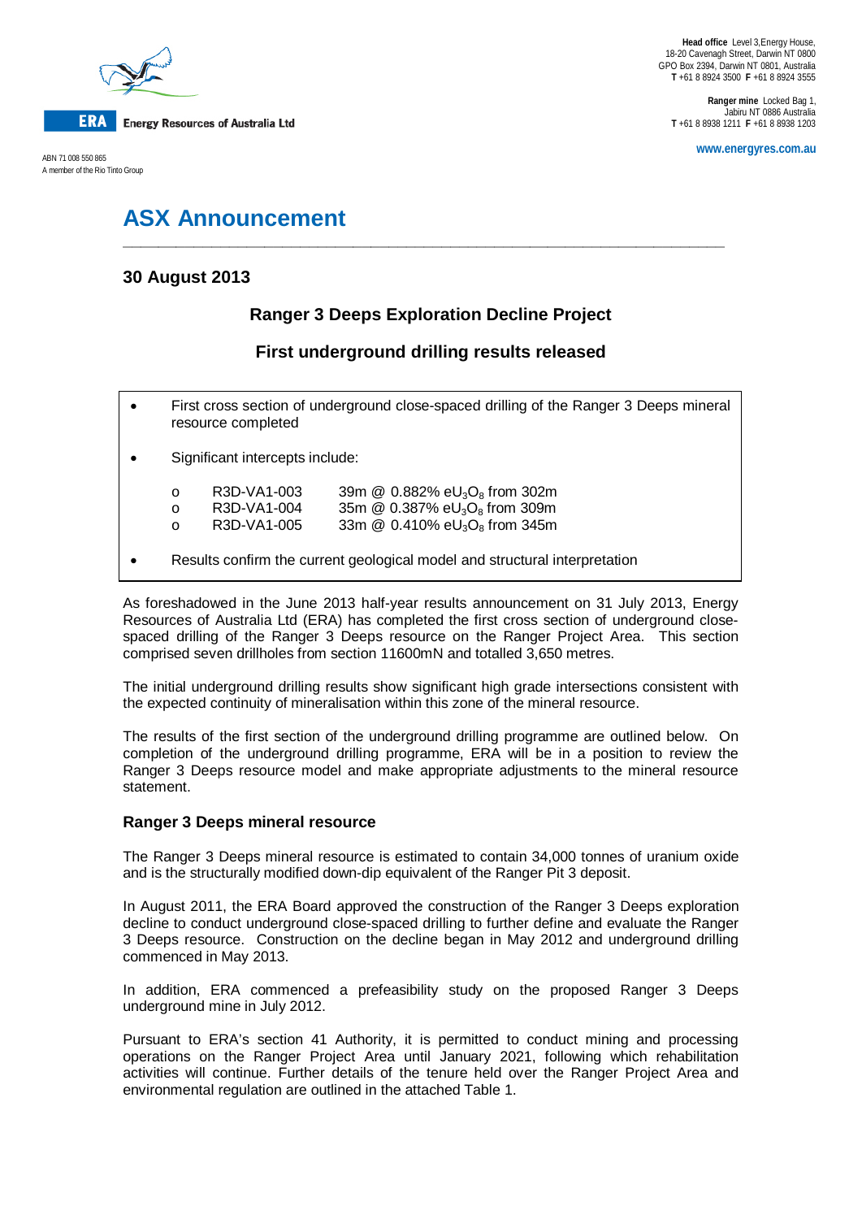ERA Energy Resources of Australia Ltd

ABN 71 008 550 865
A member of the Rio Tinto Group

**Head office** Level 3,Energy House, 18-20 Cavenagh Street, Darwin NT 0800
GPO Box 2394, Darwin NT 0801, Australia
**T** +61 8 8924 3500 **F** +61 8 8924 3555

**Ranger mine** Locked Bag 1, Jabiru NT 0886 Australia
**T** +61 8 8938 1211 **F** +61 8 8938 1203

**www.energyres.com.au**

# ASX Announcement

**30 August 2013**

## Ranger 3 Deeps Exploration Decline Project

## First underground drilling results released

- First cross section of underground close-spaced drilling of the Ranger 3 Deeps mineral resource completed
- Significant intercepts include:
  - R3D-VA1-003 39m @ 0.882% $eU_3O_8$ from 302m
  - R3D-VA1-004 35m @ 0.387% $eU_3O_8$ from 309m
  - R3D-VA1-005 33m @ 0.410% $eU_3O_8$ from 345m
- Results confirm the current geological model and structural interpretation

As foreshadowed in the June 2013 half-year results announcement on 31 July 2013, Energy Resources of Australia Ltd (ERA) has completed the first cross section of underground close-spaced drilling of the Ranger 3 Deeps resource on the Ranger Project Area. This section comprised seven drillholes from section 11600mN and totalled 3,650 metres.

The initial underground drilling results show significant high grade intersections consistent with the expected continuity of mineralisation within this zone of the mineral resource.

The results of the first section of the underground drilling programme are outlined below. On completion of the underground drilling programme, ERA will be in a position to review the Ranger 3 Deeps resource model and make appropriate adjustments to the mineral resource statement.

### Ranger 3 Deeps mineral resource

The Ranger 3 Deeps mineral resource is estimated to contain 34,000 tonnes of uranium oxide and is the structurally modified down-dip equivalent of the Ranger Pit 3 deposit.

In August 2011, the ERA Board approved the construction of the Ranger 3 Deeps exploration decline to conduct underground close-spaced drilling to further define and evaluate the Ranger 3 Deeps resource. Construction on the decline began in May 2012 and underground drilling commenced in May 2013.

In addition, ERA commenced a prefeasibility study on the proposed Ranger 3 Deeps underground mine in July 2012.

Pursuant to ERA's section 41 Authority, it is permitted to conduct mining and processing operations on the Ranger Project Area until January 2021, following which rehabilitation activities will continue. Further details of the tenure held over the Ranger Project Area and environmental regulation are outlined in the attached Table 1.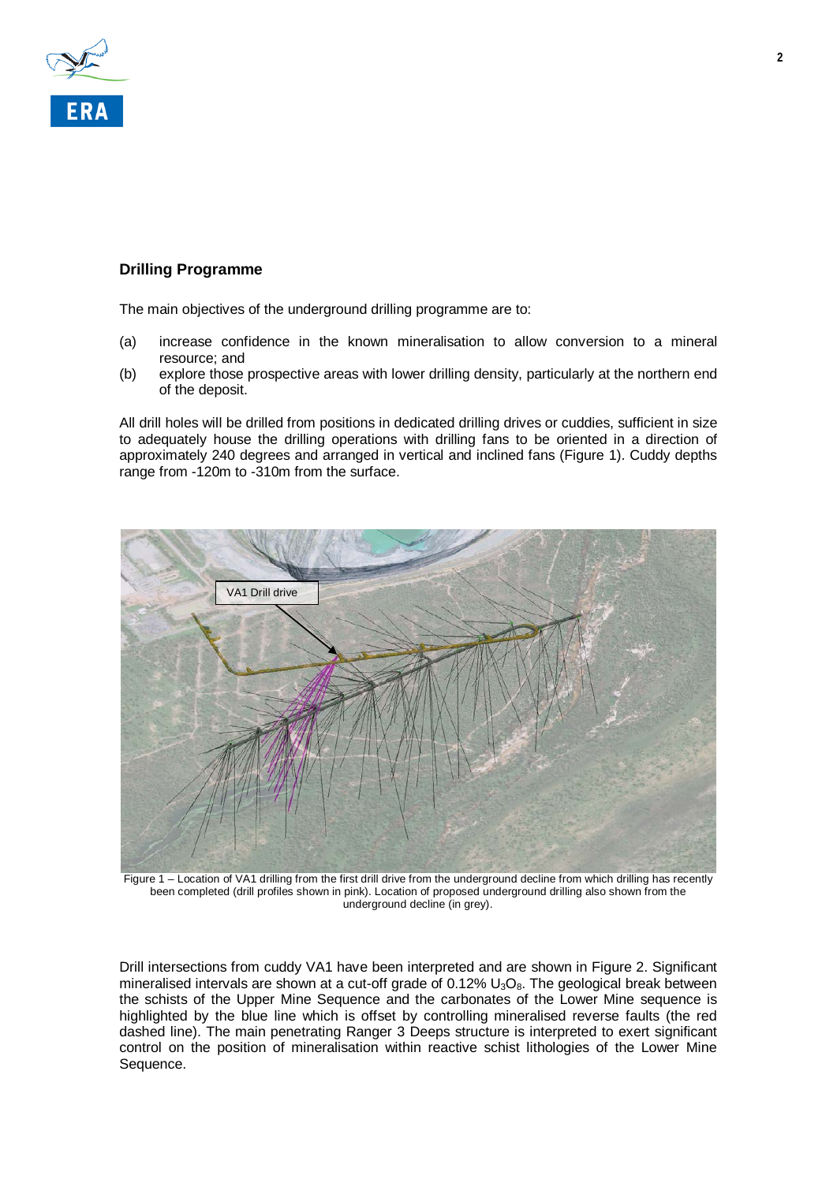## Drilling Programme

The main objectives of the underground drilling programme are to:

(a) increase confidence in the known mineralisation to allow conversion to a mineral resource; and

(b) explore those prospective areas with lower drilling density, particularly at the northern end of the deposit.

All drill holes will be drilled from positions in dedicated drilling drives or cuddies, sufficient in size to adequately house the drilling operations with drilling fans to be oriented in a direction of approximately 240 degrees and arranged in vertical and inclined fans (Figure 1). Cuddy depths range from -120m to -310m from the surface.

Figure 1 – Location of VA1 drilling from the first drill drive from the underground decline from which drilling has recently been completed (drill profiles shown in pink). Location of proposed underground drilling also shown from the underground decline (in grey).

Drill intersections from cuddy VA1 have been interpreted and are shown in Figure 2. Significant mineralised intervals are shown at a cut-off grade of 0.12% $U_3O_8$. The geological break between the schists of the Upper Mine Sequence and the carbonates of the Lower Mine sequence is highlighted by the blue line which is offset by controlling mineralised reverse faults (the red dashed line). The main penetrating Ranger 3 Deeps structure is interpreted to exert significant control on the position of mineralisation within reactive schist lithologies of the Lower Mine Sequence.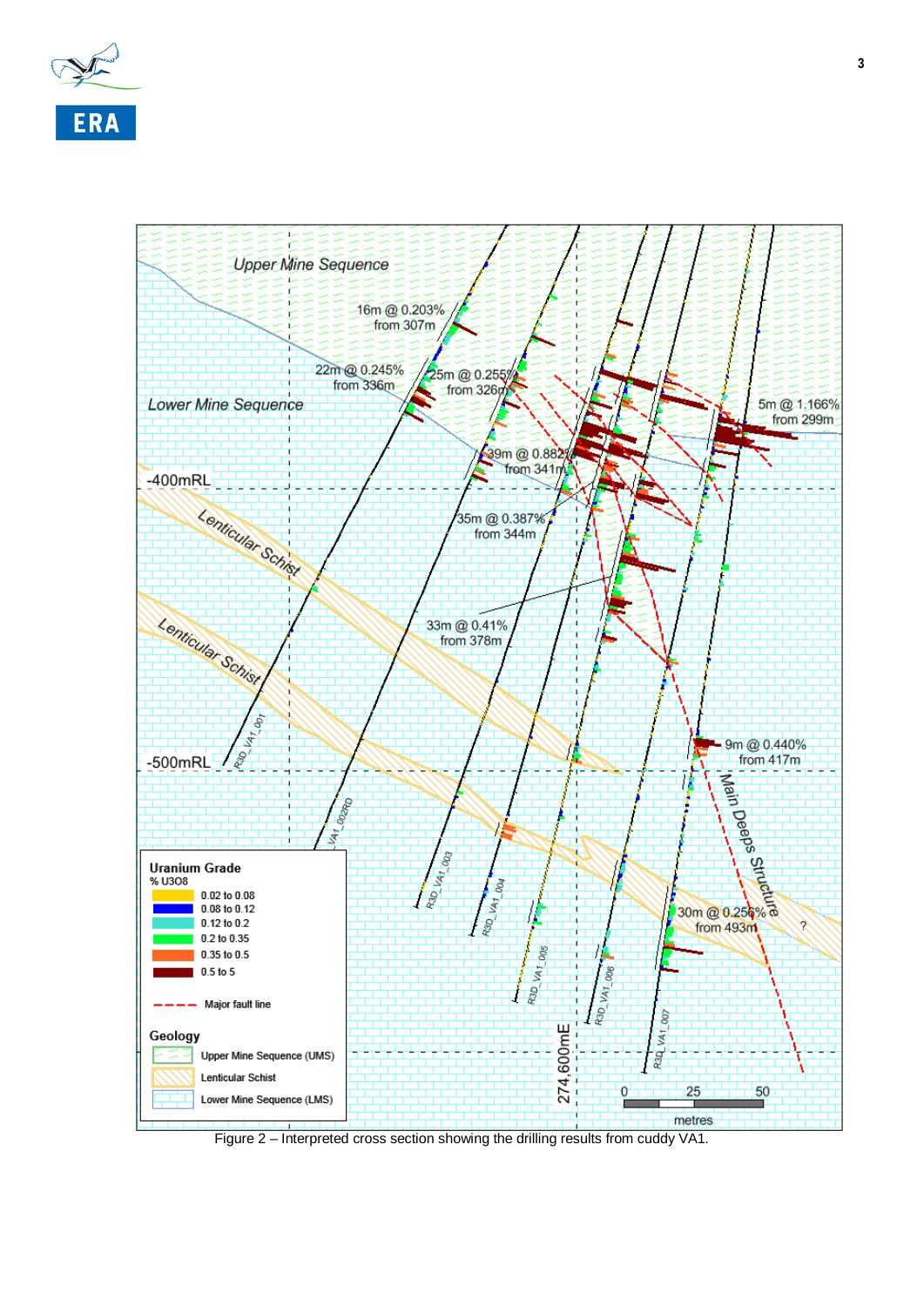Figure 2 – Interpreted cross section showing the drilling results from cuddy VA1.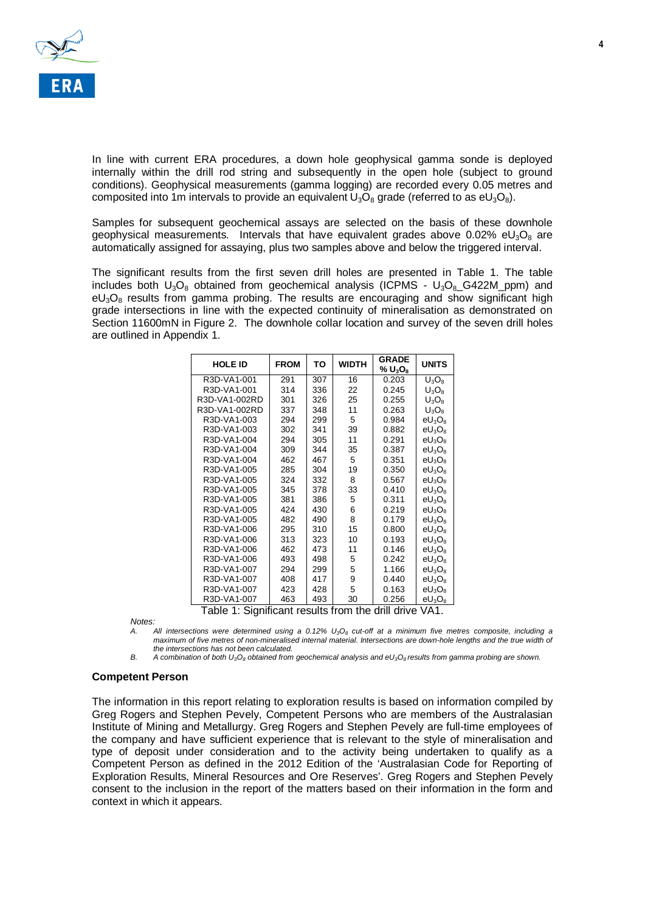In line with current ERA procedures, a down hole geophysical gamma sonde is deployed internally within the drill rod string and subsequently in the open hole (subject to ground conditions). Geophysical measurements (gamma logging) are recorded every 0.05 metres and composited into 1m intervals to provide an equivalent $U_3O_8$ grade (referred to as $eU_3O_8$).

Samples for subsequent geochemical assays are selected on the basis of these downhole geophysical measurements. Intervals that have equivalent grades above 0.02% $eU_3O_8$ are automatically assigned for assaying, plus two samples above and below the triggered interval.

The significant results from the first seven drill holes are presented in Table 1. The table includes both $U_3O_8$ obtained from geochemical analysis (ICPMS - $U_3O_8$_G422M_ppm) and $eU_3O_8$ results from gamma probing. The results are encouraging and show significant high grade intersections in line with the expected continuity of mineralisation as demonstrated on Section 11600mN in Figure 2. The downhole collar location and survey of the seven drill holes are outlined in Appendix 1.

| HOLE ID | FROM | TO | WIDTH | GRADE % $U_3O_8$ | UNITS |
|---|---|---|---|---|---|
| R3D-VA1-001 | 291 | 307 | 16 | 0.203 | $U_3O_8$ |
| R3D-VA1-001 | 314 | 336 | 22 | 0.245 | $U_3O_8$ |
| R3D-VA1-002RD | 301 | 326 | 25 | 0.255 | $U_3O_8$ |
| R3D-VA1-002RD | 337 | 348 | 11 | 0.263 | $U_3O_8$ |
| R3D-VA1-003 | 294 | 299 | 5 | 0.984 | $eU_3O_8$ |
| R3D-VA1-003 | 302 | 341 | 39 | 0.882 | $eU_3O_8$ |
| R3D-VA1-004 | 294 | 305 | 11 | 0.291 | $eU_3O_8$ |
| R3D-VA1-004 | 309 | 344 | 35 | 0.387 | $eU_3O_8$ |
| R3D-VA1-004 | 462 | 467 | 5 | 0.351 | $eU_3O_8$ |
| R3D-VA1-005 | 285 | 304 | 19 | 0.350 | $eU_3O_8$ |
| R3D-VA1-005 | 324 | 332 | 8 | 0.567 | $eU_3O_8$ |
| R3D-VA1-005 | 345 | 378 | 33 | 0.410 | $eU_3O_8$ |
| R3D-VA1-005 | 381 | 386 | 5 | 0.311 | $eU_3O_8$ |
| R3D-VA1-005 | 424 | 430 | 6 | 0.219 | $eU_3O_8$ |
| R3D-VA1-005 | 482 | 490 | 8 | 0.179 | $eU_3O_8$ |
| R3D-VA1-006 | 295 | 310 | 15 | 0.800 | $eU_3O_8$ |
| R3D-VA1-006 | 313 | 323 | 10 | 0.193 | $eU_3O_8$ |
| R3D-VA1-006 | 462 | 473 | 11 | 0.146 | $eU_3O_8$ |
| R3D-VA1-006 | 493 | 498 | 5 | 0.242 | $eU_3O_8$ |
| R3D-VA1-007 | 294 | 299 | 5 | 1.166 | $eU_3O_8$ |
| R3D-VA1-007 | 408 | 417 | 9 | 0.440 | $eU_3O_8$ |
| R3D-VA1-007 | 423 | 428 | 5 | 0.163 | $eU_3O_8$ |
| R3D-VA1-007 | 463 | 493 | 30 | 0.256 | $eU_3O_8$ |

Table 1: Significant results from the drill drive VA1.

*Notes:*

*A. All intersections were determined using a 0.12% $U_3O_8$ cut-off at a minimum five metres composite, including a maximum of five metres of non-mineralised internal material. Intersections are down-hole lengths and the true width of the intersections has not been calculated.*

*B. A combination of both $U_3O_8$ obtained from geochemical analysis and $eU_3O_8$ results from gamma probing are shown.*

## Competent Person

The information in this report relating to exploration results is based on information compiled by Greg Rogers and Stephen Pevely, Competent Persons who are members of the Australasian Institute of Mining and Metallurgy. Greg Rogers and Stephen Pevely are full-time employees of the company and have sufficient experience that is relevant to the style of mineralisation and type of deposit under consideration and to the activity being undertaken to qualify as a Competent Person as defined in the 2012 Edition of the 'Australasian Code for Reporting of Exploration Results, Mineral Resources and Ore Reserves'. Greg Rogers and Stephen Pevely consent to the inclusion in the report of the matters based on their information in the form and context in which it appears.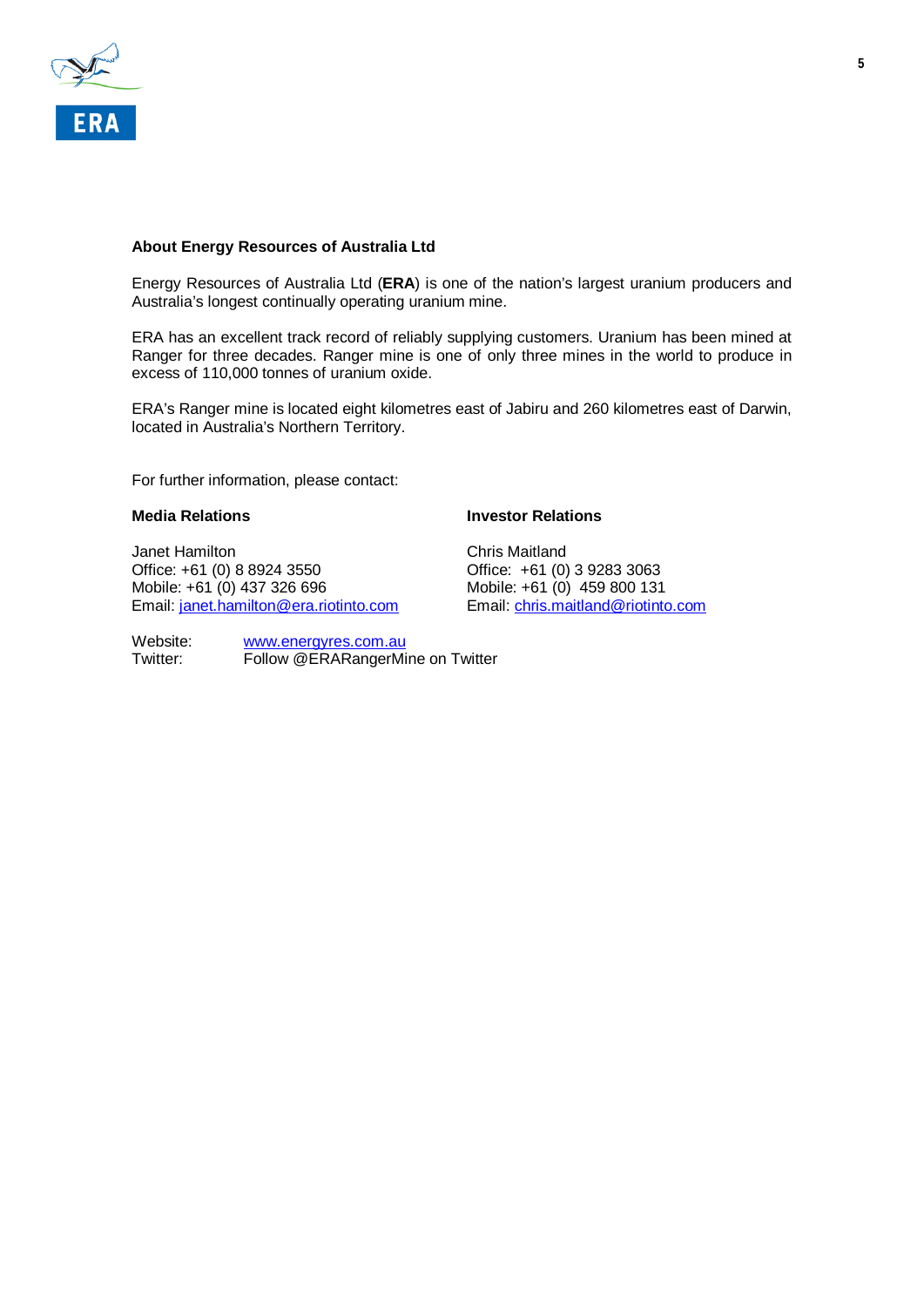**About Energy Resources of Australia Ltd**

Energy Resources of Australia Ltd (**ERA**) is one of the nation's largest uranium producers and Australia's longest continually operating uranium mine.

ERA has an excellent track record of reliably supplying customers. Uranium has been mined at Ranger for three decades. Ranger mine is one of only three mines in the world to produce in excess of 110,000 tonnes of uranium oxide.

ERA's Ranger mine is located eight kilometres east of Jabiru and 260 kilometres east of Darwin, located in Australia's Northern Territory.

For further information, please contact:

**Media Relations**

Janet Hamilton
Office: +61 (0) 8 8924 3550
Mobile: +61 (0) 437 326 696
Email: janet.hamilton@era.riotinto.com

**Investor Relations**

Chris Maitland
Office: +61 (0) 3 9283 3063
Mobile: +61 (0) 459 800 131
Email: chris.maitland@riotinto.com

Website: www.energyres.com.au
Twitter: Follow @ERARangerMine on Twitter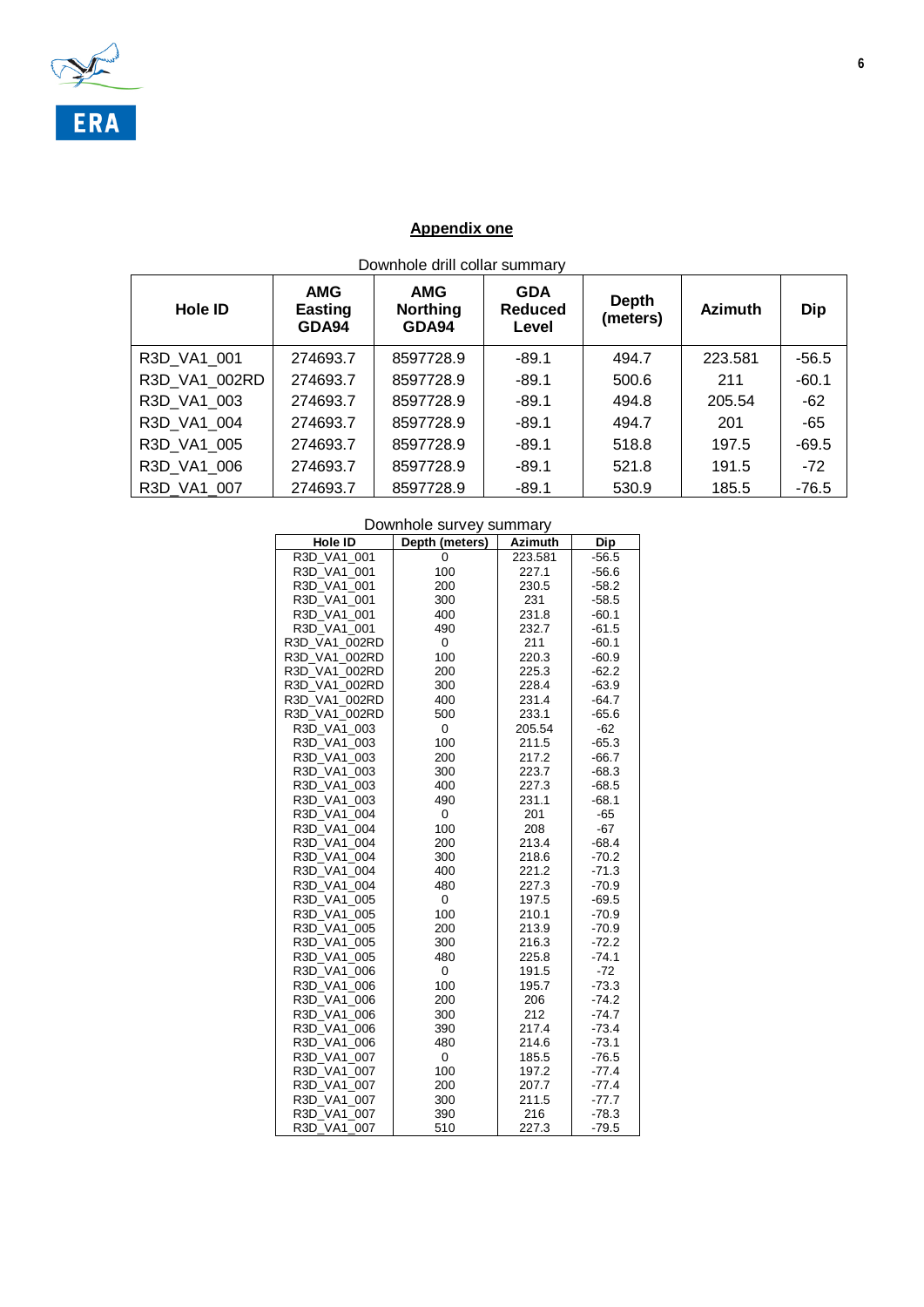## Appendix one

Downhole drill collar summary

| Hole ID | AMG Easting GDA94 | AMG Northing GDA94 | GDA Reduced Level | Depth (meters) | Azimuth | Dip |
|---|---|---|---|---|---|---|
| R3D_VA1_001 | 274693.7 | 8597728.9 | -89.1 | 494.7 | 223.581 | -56.5 |
| R3D_VA1_002RD | 274693.7 | 8597728.9 | -89.1 | 500.6 | 211 | -60.1 |
| R3D_VA1_003 | 274693.7 | 8597728.9 | -89.1 | 494.8 | 205.54 | -62 |
| R3D_VA1_004 | 274693.7 | 8597728.9 | -89.1 | 494.7 | 201 | -65 |
| R3D_VA1_005 | 274693.7 | 8597728.9 | -89.1 | 518.8 | 197.5 | -69.5 |
| R3D_VA1_006 | 274693.7 | 8597728.9 | -89.1 | 521.8 | 191.5 | -72 |
| R3D_VA1_007 | 274693.7 | 8597728.9 | -89.1 | 530.9 | 185.5 | -76.5 |

Downhole survey summary

| Hole ID | Depth (meters) | Azimuth | Dip |
|---|---|---|---|
| R3D_VA1_001 | 0 | 223.581 | -56.5 |
| R3D_VA1_001 | 100 | 227.1 | -56.6 |
| R3D_VA1_001 | 200 | 230.5 | -58.2 |
| R3D_VA1_001 | 300 | 231 | -58.5 |
| R3D_VA1_001 | 400 | 231.8 | -60.1 |
| R3D_VA1_001 | 490 | 232.7 | -61.5 |
| R3D_VA1_002RD | 0 | 211 | -60.1 |
| R3D_VA1_002RD | 100 | 220.3 | -60.9 |
| R3D_VA1_002RD | 200 | 225.3 | -62.2 |
| R3D_VA1_002RD | 300 | 228.4 | -63.9 |
| R3D_VA1_002RD | 400 | 231.4 | -64.7 |
| R3D_VA1_002RD | 500 | 233.1 | -65.6 |
| R3D_VA1_003 | 0 | 205.54 | -62 |
| R3D_VA1_003 | 100 | 211.5 | -65.3 |
| R3D_VA1_003 | 200 | 217.2 | -66.7 |
| R3D_VA1_003 | 300 | 223.7 | -68.3 |
| R3D_VA1_003 | 400 | 227.3 | -68.5 |
| R3D_VA1_003 | 490 | 231.1 | -68.1 |
| R3D_VA1_004 | 0 | 201 | -65 |
| R3D_VA1_004 | 100 | 208 | -67 |
| R3D_VA1_004 | 200 | 213.4 | -68.4 |
| R3D_VA1_004 | 300 | 218.6 | -70.2 |
| R3D_VA1_004 | 400 | 221.2 | -71.3 |
| R3D_VA1_004 | 480 | 227.3 | -70.9 |
| R3D_VA1_005 | 0 | 197.5 | -69.5 |
| R3D_VA1_005 | 100 | 210.1 | -70.9 |
| R3D_VA1_005 | 200 | 213.9 | -70.9 |
| R3D_VA1_005 | 300 | 216.3 | -72.2 |
| R3D_VA1_005 | 480 | 225.8 | -74.1 |
| R3D_VA1_006 | 0 | 191.5 | -72 |
| R3D_VA1_006 | 100 | 195.7 | -73.3 |
| R3D_VA1_006 | 200 | 206 | -74.2 |
| R3D_VA1_006 | 300 | 212 | -74.7 |
| R3D_VA1_006 | 390 | 217.4 | -73.4 |
| R3D_VA1_006 | 480 | 214.6 | -73.1 |
| R3D_VA1_007 | 0 | 185.5 | -76.5 |
| R3D_VA1_007 | 100 | 197.2 | -77.4 |
| R3D_VA1_007 | 200 | 207.7 | -77.4 |
| R3D_VA1_007 | 300 | 211.5 | -77.7 |
| R3D_VA1_007 | 390 | 216 | -78.3 |
| R3D_VA1_007 | 510 | 227.3 | -79.5 |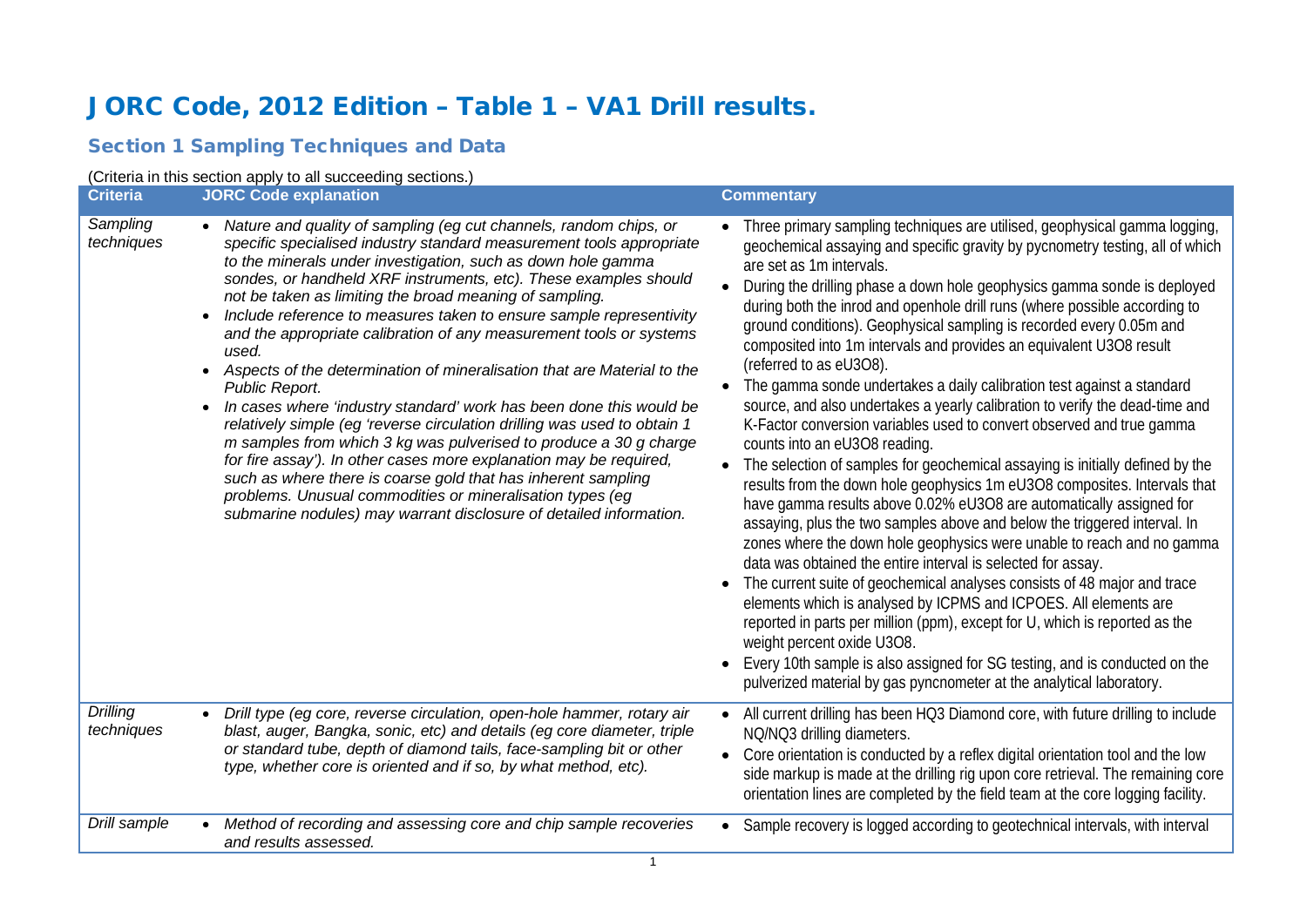# JORC Code, 2012 Edition – Table 1 – VA1 Drill results.

## Section 1 Sampling Techniques and Data

(Criteria in this section apply to all succeeding sections.)

| Criteria | JORC Code explanation | Commentary |
|---|---|---|
| *Sampling techniques* | • *Nature and quality of sampling (eg cut channels, random chips, or specific specialised industry standard measurement tools appropriate to the minerals under investigation, such as down hole gamma sondes, or handheld XRF instruments, etc). These examples should not be taken as limiting the broad meaning of sampling.*<br>• *Include reference to measures taken to ensure sample representivity and the appropriate calibration of any measurement tools or systems used.*<br>• *Aspects of the determination of mineralisation that are Material to the Public Report.*<br>• *In cases where 'industry standard' work has been done this would be relatively simple (eg 'reverse circulation drilling was used to obtain 1 m samples from which 3 kg was pulverised to produce a 30 g charge for fire assay'). In other cases more explanation may be required, such as where there is coarse gold that has inherent sampling problems. Unusual commodities or mineralisation types (eg submarine nodules) may warrant disclosure of detailed information.* | • Three primary sampling techniques are utilised, geophysical gamma logging, geochemical assaying and specific gravity by pycnometry testing, all of which are set as 1m intervals.<br>• During the drilling phase a down hole geophysics gamma sonde is deployed during both the inrod and openhole drill runs (where possible according to ground conditions). Geophysical sampling is recorded every 0.05m and composited into 1m intervals and provides an equivalent U3O8 result (referred to as eU3O8).<br>• The gamma sonde undertakes a daily calibration test against a standard source, and also undertakes a yearly calibration to verify the dead-time and K-Factor conversion variables used to convert observed and true gamma counts into an eU3O8 reading.<br>• The selection of samples for geochemical assaying is initially defined by the results from the down hole geophysics 1m eU3O8 composites. Intervals that have gamma results above 0.02% eU3O8 are automatically assigned for assaying, plus the two samples above and below the triggered interval. In zones where the down hole geophysics were unable to reach and no gamma data was obtained the entire interval is selected for assay.<br>• The current suite of geochemical analyses consists of 48 major and trace elements which is analysed by ICPMS and ICPOES. All elements are reported in parts per million (ppm), except for U, which is reported as the weight percent oxide U3O8.<br>• Every 10th sample is also assigned for SG testing, and is conducted on the pulverized material by gas pyncnometer at the analytical laboratory. |
| *Drilling techniques* | • *Drill type (eg core, reverse circulation, open-hole hammer, rotary air blast, auger, Bangka, sonic, etc) and details (eg core diameter, triple or standard tube, depth of diamond tails, face-sampling bit or other type, whether core is oriented and if so, by what method, etc).* | • All current drilling has been HQ3 Diamond core, with future drilling to include NQ/NQ3 drilling diameters.<br>• Core orientation is conducted by a reflex digital orientation tool and the low side markup is made at the drilling rig upon core retrieval. The remaining core orientation lines are completed by the field team at the core logging facility. |
| *Drill sample* | • *Method of recording and assessing core and chip sample recoveries and results assessed.* | • Sample recovery is logged according to geotechnical intervals, with interval |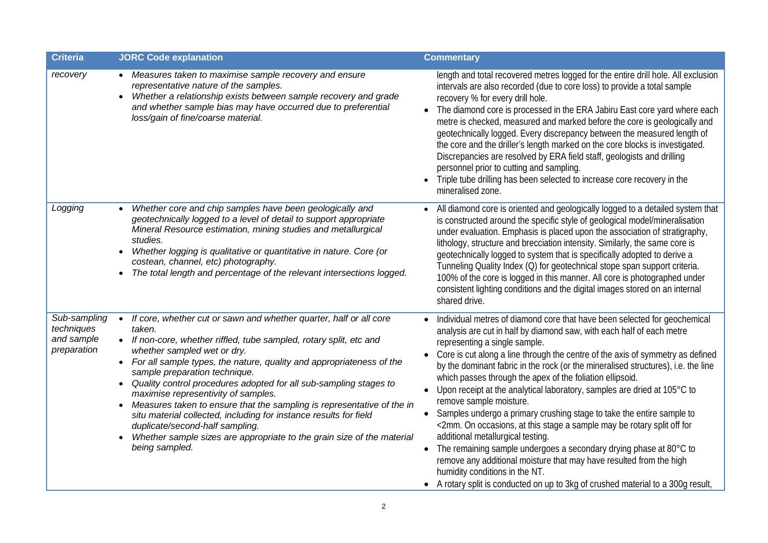| Criteria | JORC Code explanation | Commentary |
|---|---|---|
| *recovery* | • *Measures taken to maximise sample recovery and ensure representative nature of the samples.*<br>• *Whether a relationship exists between sample recovery and grade and whether sample bias may have occurred due to preferential loss/gain of fine/coarse material.* | length and total recovered metres logged for the entire drill hole. All exclusion intervals are also recorded (due to core loss) to provide a total sample recovery % for every drill hole.<br>• The diamond core is processed in the ERA Jabiru East core yard where each metre is checked, measured and marked before the core is geologically and geotechnically logged. Every discrepancy between the measured length of the core and the driller's length marked on the core blocks is investigated. Discrepancies are resolved by ERA field staff, geologists and drilling personnel prior to cutting and sampling.<br>• Triple tube drilling has been selected to increase core recovery in the mineralised zone. |
| *Logging* | • *Whether core and chip samples have been geologically and geotechnically logged to a level of detail to support appropriate Mineral Resource estimation, mining studies and metallurgical studies.*<br>• *Whether logging is qualitative or quantitative in nature. Core (or costean, channel, etc) photography.*<br>• *The total length and percentage of the relevant intersections logged.* | • All diamond core is oriented and geologically logged to a detailed system that is constructed around the specific style of geological model/mineralisation under evaluation. Emphasis is placed upon the association of stratigraphy, lithology, structure and brecciation intensity. Similarly, the same core is geotechnically logged to system that is specifically adopted to derive a Tunneling Quality Index (Q) for geotechnical stope span support criteria. 100% of the core is logged in this manner. All core is photographed under consistent lighting conditions and the digital images stored on an internal shared drive. |
| *Sub-sampling techniques and sample preparation* | • *If core, whether cut or sawn and whether quarter, half or all core taken.*<br>• *If non-core, whether riffled, tube sampled, rotary split, etc and whether sampled wet or dry.*<br>• *For all sample types, the nature, quality and appropriateness of the sample preparation technique.*<br>• *Quality control procedures adopted for all sub-sampling stages to maximise representivity of samples.*<br>• *Measures taken to ensure that the sampling is representative of the in situ material collected, including for instance results for field duplicate/second-half sampling.*<br>• *Whether sample sizes are appropriate to the grain size of the material being sampled.* | • Individual metres of diamond core that have been selected for geochemical analysis are cut in half by diamond saw, with each half of each metre representing a single sample.<br>• Core is cut along a line through the centre of the axis of symmetry as defined by the dominant fabric in the rock (or the mineralised structures), i.e. the line which passes through the apex of the foliation ellipsoid.<br>• Upon receipt at the analytical laboratory, samples are dried at 105°C to remove sample moisture.<br>• Samples undergo a primary crushing stage to take the entire sample to <2mm. On occasions, at this stage a sample may be rotary split off for additional metallurgical testing.<br>• The remaining sample undergoes a secondary drying phase at 80°C to remove any additional moisture that may have resulted from the high humidity conditions in the NT.<br>• A rotary split is conducted on up to 3kg of crushed material to a 300g result, |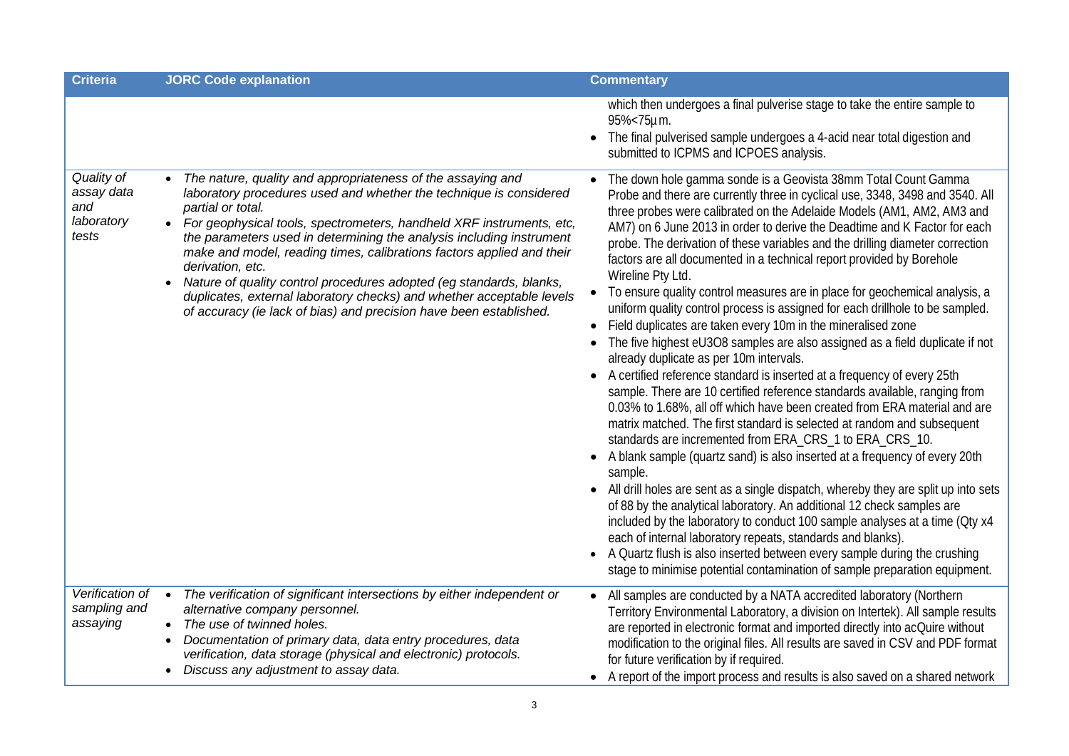| Criteria | JORC Code explanation | Commentary |
| --- | --- | --- |
| | | which then undergoes a final pulverise stage to take the entire sample to 95%<75µm.<br>• The final pulverised sample undergoes a 4-acid near total digestion and submitted to ICPMS and ICPOES analysis. |
| *Quality of assay data and laboratory tests* | • *The nature, quality and appropriateness of the assaying and laboratory procedures used and whether the technique is considered partial or total.*<br>• *For geophysical tools, spectrometers, handheld XRF instruments, etc, the parameters used in determining the analysis including instrument make and model, reading times, calibrations factors applied and their derivation, etc.*<br>• *Nature of quality control procedures adopted (eg standards, blanks, duplicates, external laboratory checks) and whether acceptable levels of accuracy (ie lack of bias) and precision have been established.* | • The down hole gamma sonde is a Geovista 38mm Total Count Gamma Probe and there are currently three in cyclical use, 3348, 3498 and 3540. All three probes were calibrated on the Adelaide Models (AM1, AM2, AM3 and AM7) on 6 June 2013 in order to derive the Deadtime and K Factor for each probe. The derivation of these variables and the drilling diameter correction factors are all documented in a technical report provided by Borehole Wireline Pty Ltd.<br>• To ensure quality control measures are in place for geochemical analysis, a uniform quality control process is assigned for each drillhole to be sampled.<br>• Field duplicates are taken every 10m in the mineralised zone<br>• The five highest $eU_3O_8$ samples are also assigned as a field duplicate if not already duplicate as per 10m intervals.<br>• A certified reference standard is inserted at a frequency of every 25th sample. There are 10 certified reference standards available, ranging from 0.03% to 1.68%, all off which have been created from ERA material and are matrix matched. The first standard is selected at random and subsequent standards are incremented from ERA_CRS_1 to ERA_CRS_10.<br>• A blank sample (quartz sand) is also inserted at a frequency of every 20th sample.<br>• All drill holes are sent as a single dispatch, whereby they are split up into sets of 88 by the analytical laboratory. An additional 12 check samples are included by the laboratory to conduct 100 sample analyses at a time (Qty x4 each of internal laboratory repeats, standards and blanks).<br>• A Quartz flush is also inserted between every sample during the crushing stage to minimise potential contamination of sample preparation equipment. |
| *Verification of sampling and assaying* | • *The verification of significant intersections by either independent or alternative company personnel.*<br>• *The use of twinned holes.*<br>• *Documentation of primary data, data entry procedures, data verification, data storage (physical and electronic) protocols.*<br>• *Discuss any adjustment to assay data.* | • All samples are conducted by a NATA accredited laboratory (Northern Territory Environmental Laboratory, a division on Intertek). All sample results are reported in electronic format and imported directly into acQuire without modification to the original files. All results are saved in CSV and PDF format for future verification by if required.<br>• A report of the import process and results is also saved on a shared network |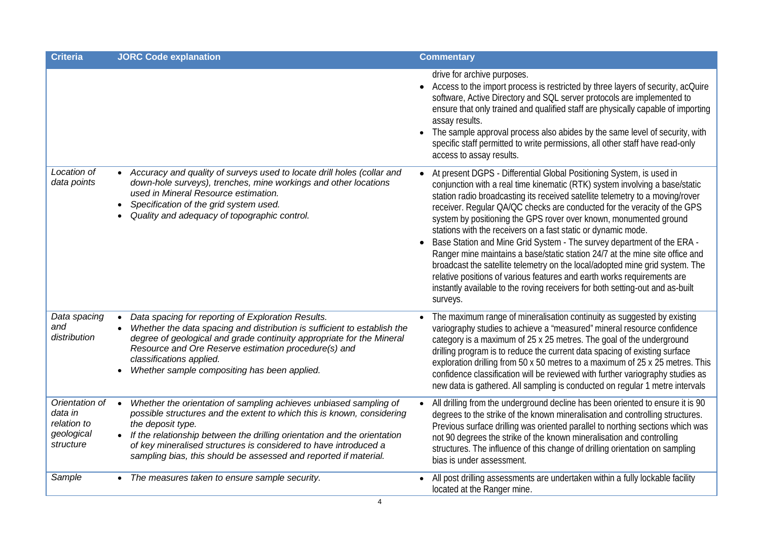| Criteria | JORC Code explanation | Commentary |
|---|---|---|
| | | drive for archive purposes.<br>• Access to the import process is restricted by three layers of security, acQuire software, Active Directory and SQL server protocols are implemented to ensure that only trained and qualified staff are physically capable of importing assay results.<br>• The sample approval process also abides by the same level of security, with specific staff permitted to write permissions, all other staff have read-only access to assay results. |
| *Location of data points* | • *Accuracy and quality of surveys used to locate drill holes (collar and down-hole surveys), trenches, mine workings and other locations used in Mineral Resource estimation.*<br>• *Specification of the grid system used.*<br>• *Quality and adequacy of topographic control.* | • At present DGPS - Differential Global Positioning System, is used in conjunction with a real time kinematic (RTK) system involving a base/static station radio broadcasting its received satellite telemetry to a moving/rover receiver. Regular QA/QC checks are conducted for the veracity of the GPS system by positioning the GPS rover over known, monumented ground stations with the receivers on a fast static or dynamic mode.<br>• Base Station and Mine Grid System - The survey department of the ERA - Ranger mine maintains a base/static station 24/7 at the mine site office and broadcast the satellite telemetry on the local/adopted mine grid system. The relative positions of various features and earth works requirements are instantly available to the roving receivers for both setting-out and as-built surveys. |
| *Data spacing and distribution* | • *Data spacing for reporting of Exploration Results.*<br>• *Whether the data spacing and distribution is sufficient to establish the degree of geological and grade continuity appropriate for the Mineral Resource and Ore Reserve estimation procedure(s) and classifications applied.*<br>• *Whether sample compositing has been applied.* | • The maximum range of mineralisation continuity as suggested by existing variography studies to achieve a "measured" mineral resource confidence category is a maximum of 25 x 25 metres. The goal of the underground drilling program is to reduce the current data spacing of existing surface exploration drilling from 50 x 50 metres to a maximum of 25 x 25 metres. This confidence classification will be reviewed with further variography studies as new data is gathered. All sampling is conducted on regular 1 metre intervals |
| *Orientation of data in relation to geological structure* | • *Whether the orientation of sampling achieves unbiased sampling of possible structures and the extent to which this is known, considering the deposit type.*<br>• *If the relationship between the drilling orientation and the orientation of key mineralised structures is considered to have introduced a sampling bias, this should be assessed and reported if material.* | • All drilling from the underground decline has been oriented to ensure it is 90 degrees to the strike of the known mineralisation and controlling structures. Previous surface drilling was oriented parallel to northing sections which was not 90 degrees the strike of the known mineralisation and controlling structures. The influence of this change of drilling orientation on sampling bias is under assessment. |
| *Sample* | • *The measures taken to ensure sample security.* | • All post drilling assessments are undertaken within a fully lockable facility located at the Ranger mine. |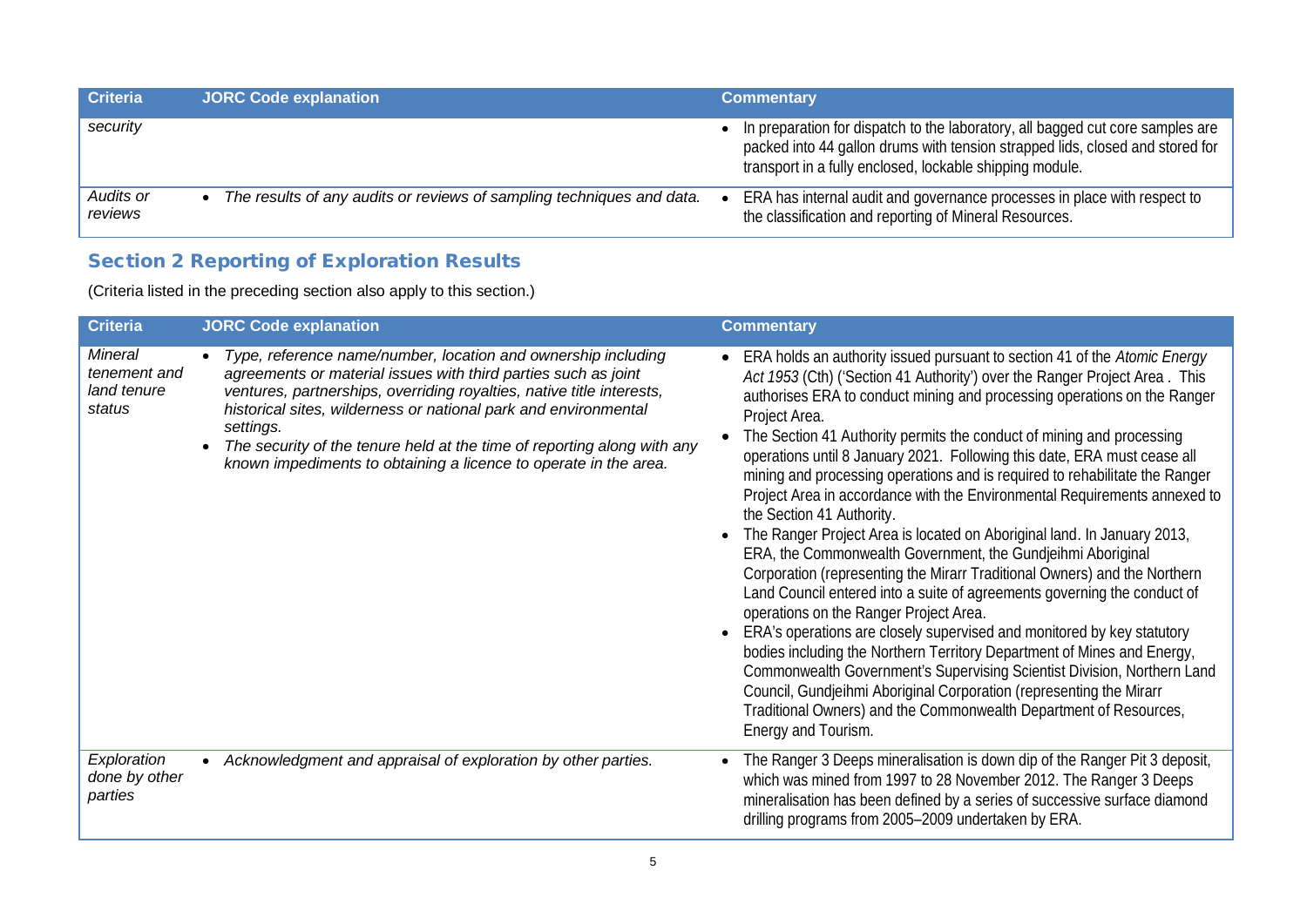| Criteria | JORC Code explanation | Commentary |
|---|---|---|
| *security* | | • In preparation for dispatch to the laboratory, all bagged cut core samples are packed into 44 gallon drums with tension strapped lids, closed and stored for transport in a fully enclosed, lockable shipping module. |
| *Audits or reviews* | • *The results of any audits or reviews of sampling techniques and data.* | • ERA has internal audit and governance processes in place with respect to the classification and reporting of Mineral Resources. |

## Section 2 Reporting of Exploration Results

(Criteria listed in the preceding section also apply to this section.)

| Criteria | JORC Code explanation | Commentary |
|---|---|---|
| *Mineral tenement and land tenure status* | • *Type, reference name/number, location and ownership including agreements or material issues with third parties such as joint ventures, partnerships, overriding royalties, native title interests, historical sites, wilderness or national park and environmental settings.*<br>• *The security of the tenure held at the time of reporting along with any known impediments to obtaining a licence to operate in the area.* | • ERA holds an authority issued pursuant to section 41 of the *Atomic Energy Act 1953* (Cth) ('Section 41 Authority') over the Ranger Project Area . This authorises ERA to conduct mining and processing operations on the Ranger Project Area.<br>• The Section 41 Authority permits the conduct of mining and processing operations until 8 January 2021. Following this date, ERA must cease all mining and processing operations and is required to rehabilitate the Ranger Project Area in accordance with the Environmental Requirements annexed to the Section 41 Authority.<br>• The Ranger Project Area is located on Aboriginal land. In January 2013, ERA, the Commonwealth Government, the Gundjeihmi Aboriginal Corporation (representing the Mirarr Traditional Owners) and the Northern Land Council entered into a suite of agreements governing the conduct of operations on the Ranger Project Area.<br>• ERA's operations are closely supervised and monitored by key statutory bodies including the Northern Territory Department of Mines and Energy, Commonwealth Government's Supervising Scientist Division, Northern Land Council, Gundjeihmi Aboriginal Corporation (representing the Mirarr Traditional Owners) and the Commonwealth Department of Resources, Energy and Tourism. |
| *Exploration done by other parties* | • *Acknowledgment and appraisal of exploration by other parties.* | • The Ranger 3 Deeps mineralisation is down dip of the Ranger Pit 3 deposit, which was mined from 1997 to 28 November 2012. The Ranger 3 Deeps mineralisation has been defined by a series of successive surface diamond drilling programs from 2005–2009 undertaken by ERA. |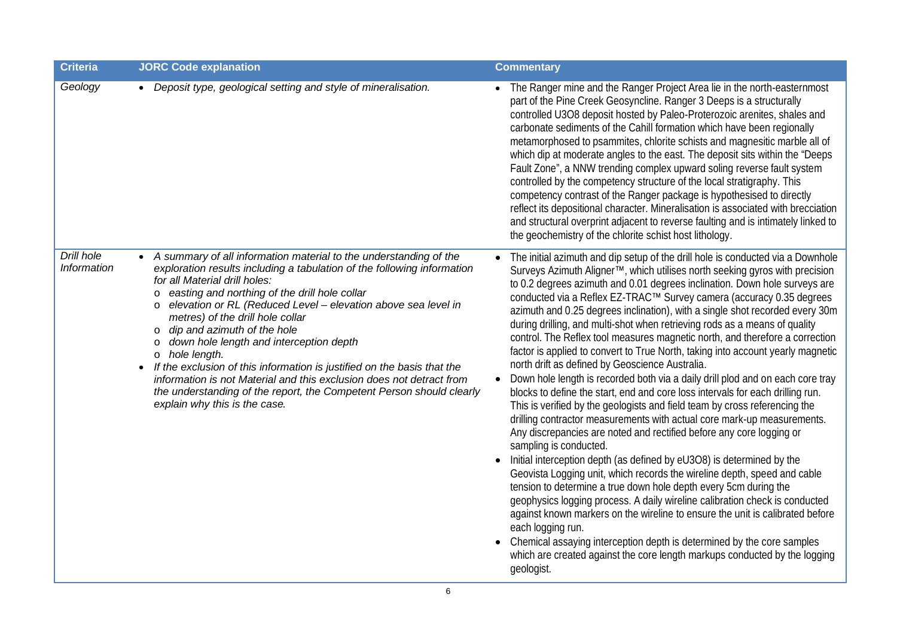| Criteria | JORC Code explanation | Commentary |
|---|---|---|
| *Geology* | • *Deposit type, geological setting and style of mineralisation.* | • The Ranger mine and the Ranger Project Area lie in the north-easternmost part of the Pine Creek Geosyncline. Ranger 3 Deeps is a structurally controlled U3O8 deposit hosted by Paleo-Proterozoic arenites, shales and carbonate sediments of the Cahill formation which have been regionally metamorphosed to psammites, chlorite schists and magnesitic marble all of which dip at moderate angles to the east. The deposit sits within the "Deeps Fault Zone", a NNW trending complex upward soling reverse fault system controlled by the competency structure of the local stratigraphy. This competency contrast of the Ranger package is hypothesised to directly reflect its depositional character. Mineralisation is associated with brecciation and structural overprint adjacent to reverse faulting and is intimately linked to the geochemistry of the chlorite schist host lithology. |
| *Drill hole Information* | • *A summary of all information material to the understanding of the exploration results including a tabulation of the following information for all Material drill holes:*<br>o *easting and northing of the drill hole collar*<br>o *elevation or RL (Reduced Level – elevation above sea level in metres) of the drill hole collar*<br>o *dip and azimuth of the hole*<br>o *down hole length and interception depth*<br>o *hole length.*<br>• *If the exclusion of this information is justified on the basis that the information is not Material and this exclusion does not detract from the understanding of the report, the Competent Person should clearly explain why this is the case.* | • The initial azimuth and dip setup of the drill hole is conducted via a Downhole Surveys Azimuth Aligner™, which utilises north seeking gyros with precision to 0.2 degrees azimuth and 0.01 degrees inclination. Down hole surveys are conducted via a Reflex EZ-TRAC™ Survey camera (accuracy 0.35 degrees azimuth and 0.25 degrees inclination), with a single shot recorded every 30m during drilling, and multi-shot when retrieving rods as a means of quality control. The Reflex tool measures magnetic north, and therefore a correction factor is applied to convert to True North, taking into account yearly magnetic north drift as defined by Geoscience Australia.<br>• Down hole length is recorded both via a daily drill plod and on each core tray blocks to define the start, end and core loss intervals for each drilling run. This is verified by the geologists and field team by cross referencing the drilling contractor measurements with actual core mark-up measurements. Any discrepancies are noted and rectified before any core logging or sampling is conducted.<br>• Initial interception depth (as defined by eU3O8) is determined by the Geovista Logging unit, which records the wireline depth, speed and cable tension to determine a true down hole depth every 5cm during the geophysics logging process. A daily wireline calibration check is conducted against known markers on the wireline to ensure the unit is calibrated before each logging run.<br>• Chemical assaying interception depth is determined by the core samples which are created against the core length markups conducted by the logging geologist. |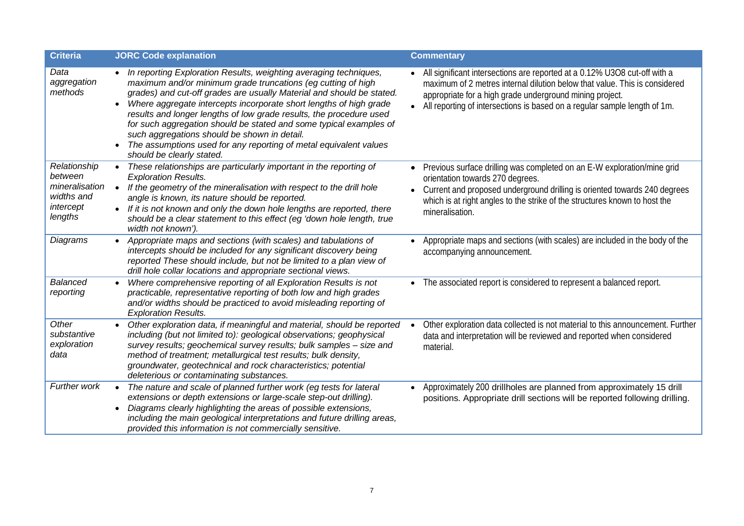| Criteria | JORC Code explanation | Commentary |
|---|---|---|
| *Data aggregation methods* | • *In reporting Exploration Results, weighting averaging techniques, maximum and/or minimum grade truncations (eg cutting of high grades) and cut-off grades are usually Material and should be stated.*<br>• *Where aggregate intercepts incorporate short lengths of high grade results and longer lengths of low grade results, the procedure used for such aggregation should be stated and some typical examples of such aggregations should be shown in detail.*<br>• *The assumptions used for any reporting of metal equivalent values should be clearly stated.* | • All significant intersections are reported at a 0.12% $U_3O_8$ cut-off with a maximum of 2 metres internal dilution below that value. This is considered appropriate for a high grade underground mining project.<br>• All reporting of intersections is based on a regular sample length of 1m. |
| *Relationship between mineralisation widths and intercept lengths* | • *These relationships are particularly important in the reporting of Exploration Results.*<br>• *If the geometry of the mineralisation with respect to the drill hole angle is known, its nature should be reported.*<br>• *If it is not known and only the down hole lengths are reported, there should be a clear statement to this effect (eg 'down hole length, true width not known').* | • Previous surface drilling was completed on an E-W exploration/mine grid orientation towards 270 degrees.<br>• Current and proposed underground drilling is oriented towards 240 degrees which is at right angles to the strike of the structures known to host the mineralisation. |
| *Diagrams* | • *Appropriate maps and sections (with scales) and tabulations of intercepts should be included for any significant discovery being reported These should include, but not be limited to a plan view of drill hole collar locations and appropriate sectional views.* | • Appropriate maps and sections (with scales) are included in the body of the accompanying announcement. |
| *Balanced reporting* | • *Where comprehensive reporting of all Exploration Results is not practicable, representative reporting of both low and high grades and/or widths should be practiced to avoid misleading reporting of Exploration Results.* | • The associated report is considered to represent a balanced report. |
| *Other substantive exploration data* | • *Other exploration data, if meaningful and material, should be reported including (but not limited to): geological observations; geophysical survey results; geochemical survey results; bulk samples – size and method of treatment; metallurgical test results; bulk density, groundwater, geotechnical and rock characteristics; potential deleterious or contaminating substances.* | • Other exploration data collected is not material to this announcement. Further data and interpretation will be reviewed and reported when considered material. |
| *Further work* | • *The nature and scale of planned further work (eg tests for lateral extensions or depth extensions or large-scale step-out drilling).*<br>• *Diagrams clearly highlighting the areas of possible extensions, including the main geological interpretations and future drilling areas, provided this information is not commercially sensitive.* | • Approximately 200 drillholes are planned from approximately 15 drill positions. Appropriate drill sections will be reported following drilling. |